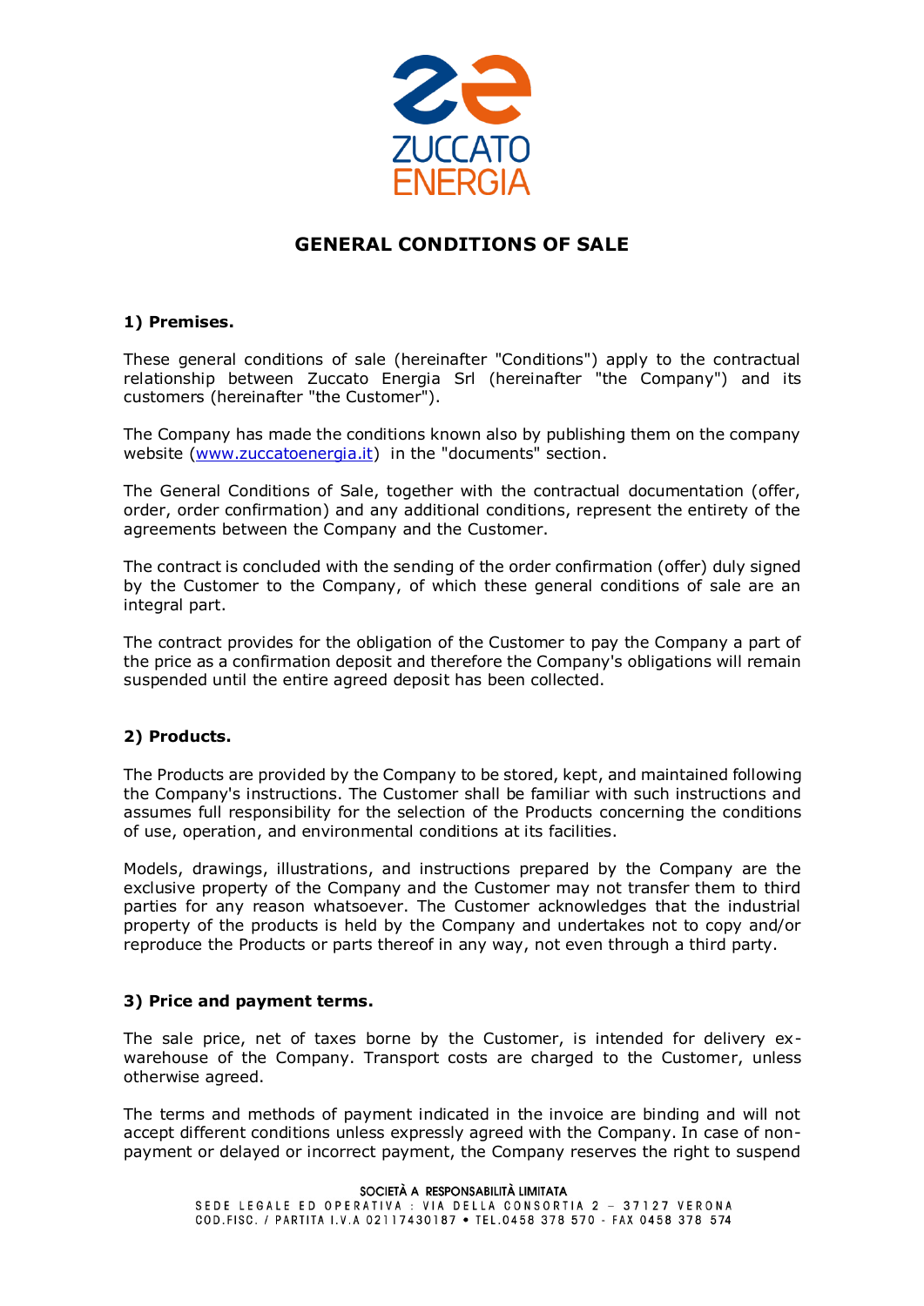# GENERAL CONDITIONS OF SALE

## 1) Premises.

These general conditions of sale (hereinafter "Conditions") apply to the contractual relationship between Zuccato Energia Srl (hereinafter "the Company") and its customers (hereinafter "the Customer").

The Company has made the conditions known also by publishing them on the company website (www.zuccatoenergia.it) in the "documents" section.

The General Conditions of Sale, together with the contractual documentation (offer, order, order confirmation) and any additional conditions, represent the entirety of the agreements between the Company and the Customer.

The contract is concluded with the sending of the order confirmation (offer) duly signed by the Customer to the Company, of which these general conditions of sale are an integral part.

The contract provides for the obligation of the Customer to pay the Company a part of the price as a confirmation deposit and therefore the Company's obligations will remain suspended until the entire agreed deposit has been collected.

## 2) Products.

The Products are provided by the Company to be stored, kept, and maintained following the Company's instructions. The Customer shall be familiar with such instructions and assumes full responsibility for the selection of the Products concerning the conditions of use, operation, and environmental conditions at its facilities.

Models, drawings, illustrations, and instructions prepared by the Company are the exclusive property of the Company and the Customer may not transfer them to third parties for any reason whatsoever. The Customer acknowledges that the industrial property of the products is held by the Company and undertakes not to copy and/or reproduce the Products or parts thereof in any way, not even through a third party.

## 3) Price and payment terms.

The sale price, net of taxes borne by the Customer, is intended for delivery ex-warehouse of the Company. Transport costs are charged to the Customer, unless otherwise agreed.

The terms and methods of payment indicated in the invoice are binding and will not accept different conditions unless expressly agreed with the Company. In case of non-payment or delayed or incorrect payment, the Company reserves the right to suspend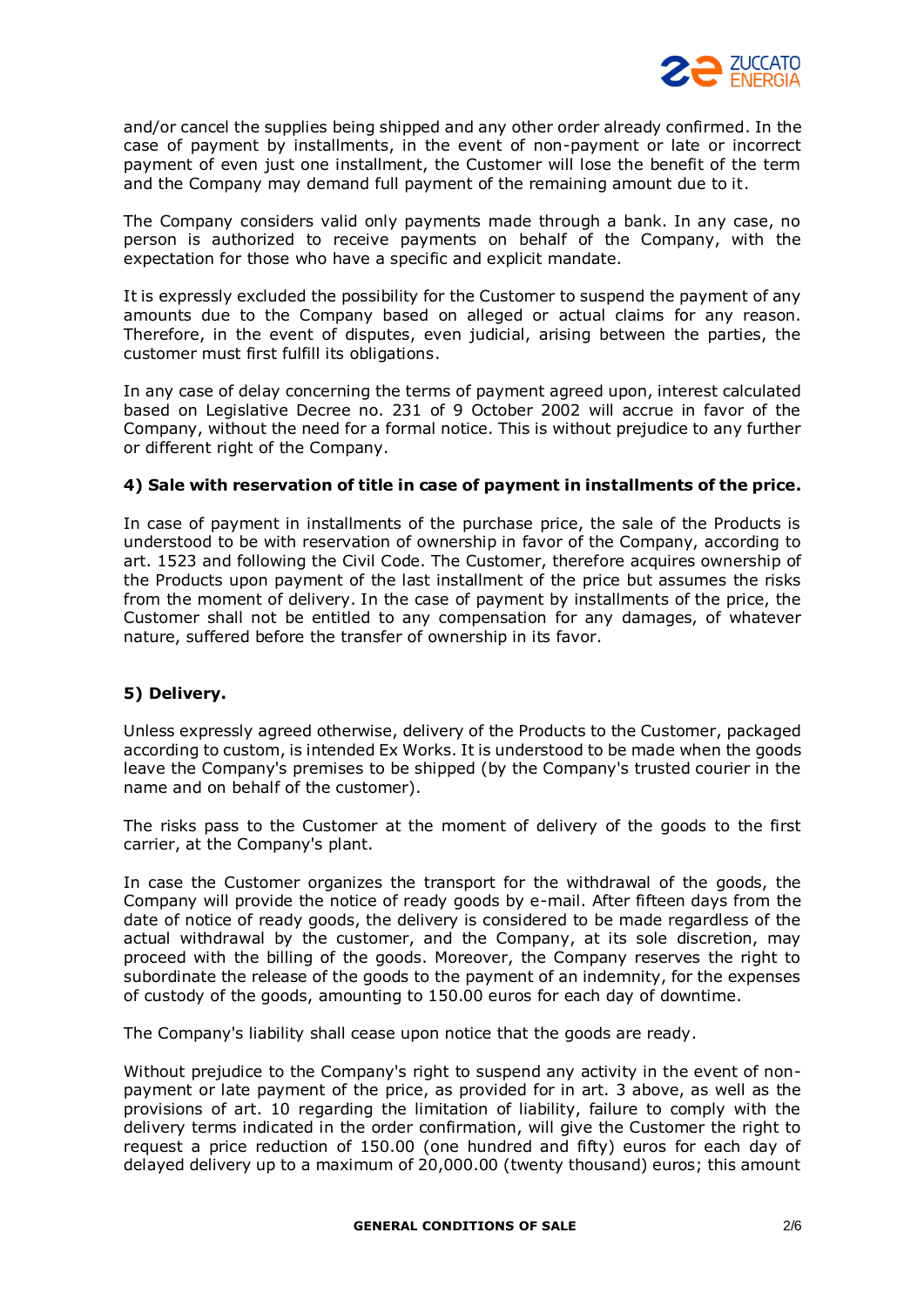and/or cancel the supplies being shipped and any other order already confirmed. In the case of payment by installments, in the event of non-payment or late or incorrect payment of even just one installment, the Customer will lose the benefit of the term and the Company may demand full payment of the remaining amount due to it.

The Company considers valid only payments made through a bank. In any case, no person is authorized to receive payments on behalf of the Company, with the expectation for those who have a specific and explicit mandate.

It is expressly excluded the possibility for the Customer to suspend the payment of any amounts due to the Company based on alleged or actual claims for any reason. Therefore, in the event of disputes, even judicial, arising between the parties, the customer must first fulfill its obligations.

In any case of delay concerning the terms of payment agreed upon, interest calculated based on Legislative Decree no. 231 of 9 October 2002 will accrue in favor of the Company, without the need for a formal notice. This is without prejudice to any further or different right of the Company.

**4) Sale with reservation of title in case of payment in installments of the price.**

In case of payment in installments of the purchase price, the sale of the Products is understood to be with reservation of ownership in favor of the Company, according to art. 1523 and following the Civil Code. The Customer, therefore acquires ownership of the Products upon payment of the last installment of the price but assumes the risks from the moment of delivery. In the case of payment by installments of the price, the Customer shall not be entitled to any compensation for any damages, of whatever nature, suffered before the transfer of ownership in its favor.

**5) Delivery.**

Unless expressly agreed otherwise, delivery of the Products to the Customer, packaged according to custom, is intended Ex Works. It is understood to be made when the goods leave the Company's premises to be shipped (by the Company's trusted courier in the name and on behalf of the customer).

The risks pass to the Customer at the moment of delivery of the goods to the first carrier, at the Company's plant.

In case the Customer organizes the transport for the withdrawal of the goods, the Company will provide the notice of ready goods by e-mail. After fifteen days from the date of notice of ready goods, the delivery is considered to be made regardless of the actual withdrawal by the customer, and the Company, at its sole discretion, may proceed with the billing of the goods. Moreover, the Company reserves the right to subordinate the release of the goods to the payment of an indemnity, for the expenses of custody of the goods, amounting to 150.00 euros for each day of downtime.

The Company's liability shall cease upon notice that the goods are ready.

Without prejudice to the Company's right to suspend any activity in the event of non-payment or late payment of the price, as provided for in art. 3 above, as well as the provisions of art. 10 regarding the limitation of liability, failure to comply with the delivery terms indicated in the order confirmation, will give the Customer the right to request a price reduction of 150.00 (one hundred and fifty) euros for each day of delayed delivery up to a maximum of 20,000.00 (twenty thousand) euros; this amount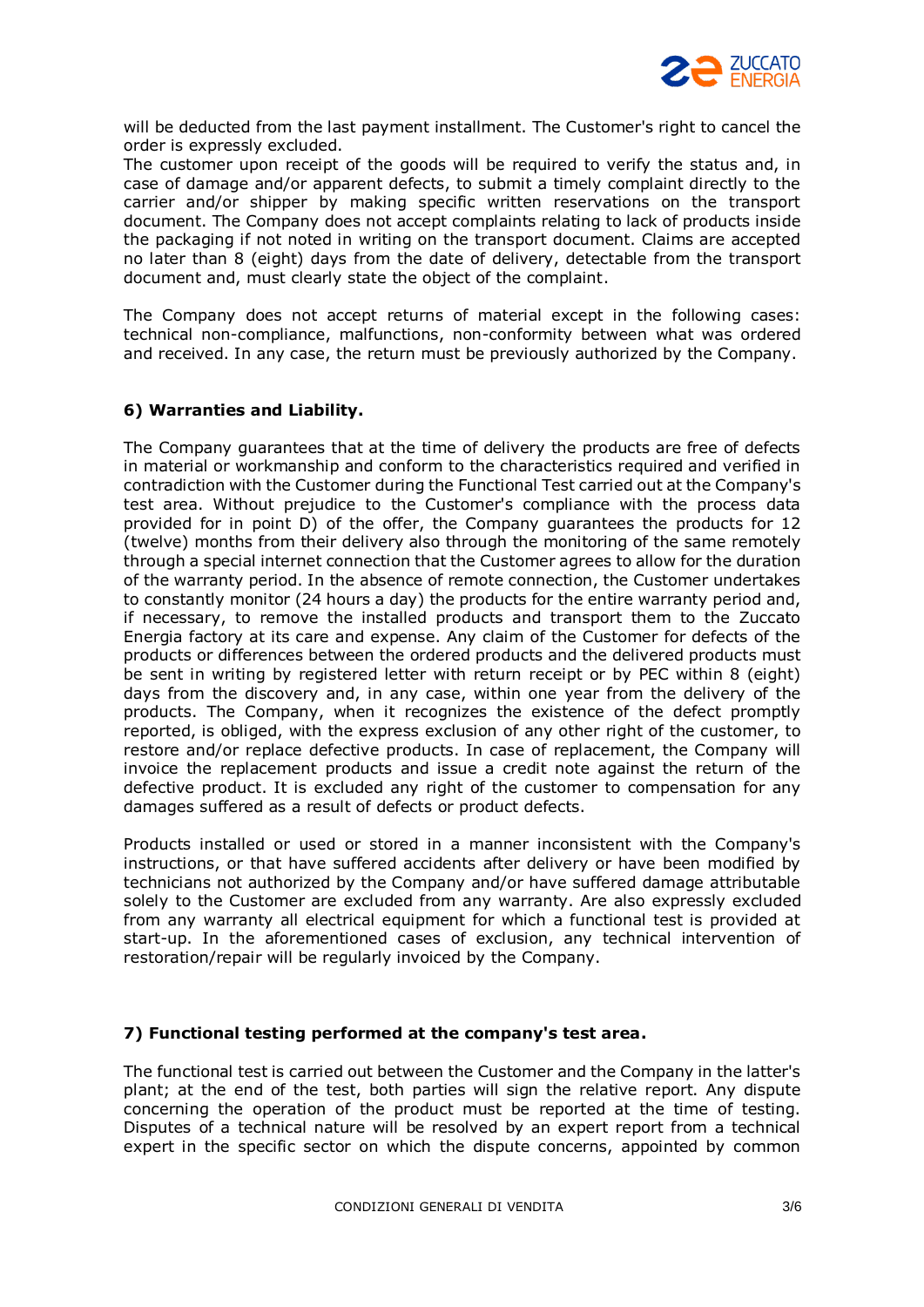will be deducted from the last payment installment. The Customer's right to cancel the order is expressly excluded.
The customer upon receipt of the goods will be required to verify the status and, in case of damage and/or apparent defects, to submit a timely complaint directly to the carrier and/or shipper by making specific written reservations on the transport document. The Company does not accept complaints relating to lack of products inside the packaging if not noted in writing on the transport document. Claims are accepted no later than 8 (eight) days from the date of delivery, detectable from the transport document and, must clearly state the object of the complaint.

The Company does not accept returns of material except in the following cases: technical non-compliance, malfunctions, non-conformity between what was ordered and received. In any case, the return must be previously authorized by the Company.

### 6) Warranties and Liability.

The Company guarantees that at the time of delivery the products are free of defects in material or workmanship and conform to the characteristics required and verified in contradiction with the Customer during the Functional Test carried out at the Company's test area. Without prejudice to the Customer's compliance with the process data provided for in point D) of the offer, the Company guarantees the products for 12 (twelve) months from their delivery also through the monitoring of the same remotely through a special internet connection that the Customer agrees to allow for the duration of the warranty period. In the absence of remote connection, the Customer undertakes to constantly monitor (24 hours a day) the products for the entire warranty period and, if necessary, to remove the installed products and transport them to the Zuccato Energia factory at its care and expense. Any claim of the Customer for defects of the products or differences between the ordered products and the delivered products must be sent in writing by registered letter with return receipt or by PEC within 8 (eight) days from the discovery and, in any case, within one year from the delivery of the products. The Company, when it recognizes the existence of the defect promptly reported, is obliged, with the express exclusion of any other right of the customer, to restore and/or replace defective products. In case of replacement, the Company will invoice the replacement products and issue a credit note against the return of the defective product. It is excluded any right of the customer to compensation for any damages suffered as a result of defects or product defects.

Products installed or used or stored in a manner inconsistent with the Company's instructions, or that have suffered accidents after delivery or have been modified by technicians not authorized by the Company and/or have suffered damage attributable solely to the Customer are excluded from any warranty. Are also expressly excluded from any warranty all electrical equipment for which a functional test is provided at start-up. In the aforementioned cases of exclusion, any technical intervention of restoration/repair will be regularly invoiced by the Company.

### 7) Functional testing performed at the company's test area.

The functional test is carried out between the Customer and the Company in the latter's plant; at the end of the test, both parties will sign the relative report. Any dispute concerning the operation of the product must be reported at the time of testing. Disputes of a technical nature will be resolved by an expert report from a technical expert in the specific sector on which the dispute concerns, appointed by common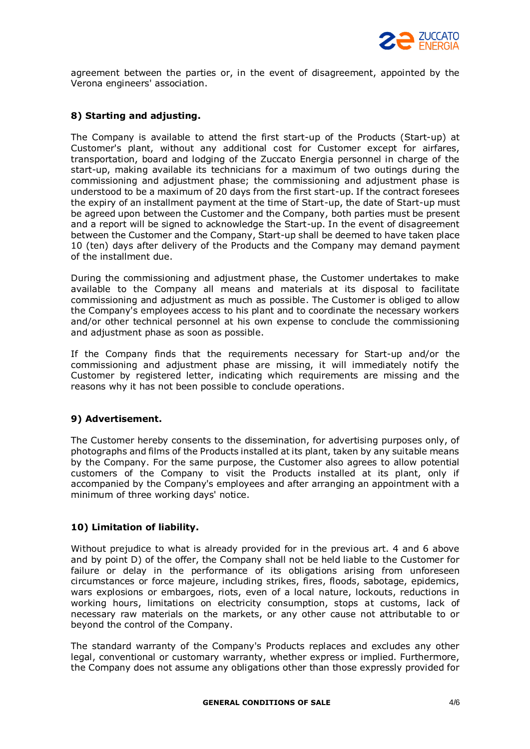agreement between the parties or, in the event of disagreement, appointed by the Verona engineers' association.

## 8) Starting and adjusting.

The Company is available to attend the first start-up of the Products (Start-up) at Customer's plant, without any additional cost for Customer except for airfares, transportation, board and lodging of the Zuccato Energia personnel in charge of the start-up, making available its technicians for a maximum of two outings during the commissioning and adjustment phase; the commissioning and adjustment phase is understood to be a maximum of 20 days from the first start-up. If the contract foresees the expiry of an installment payment at the time of Start-up, the date of Start-up must be agreed upon between the Customer and the Company, both parties must be present and a report will be signed to acknowledge the Start-up. In the event of disagreement between the Customer and the Company, Start-up shall be deemed to have taken place 10 (ten) days after delivery of the Products and the Company may demand payment of the installment due.

During the commissioning and adjustment phase, the Customer undertakes to make available to the Company all means and materials at its disposal to facilitate commissioning and adjustment as much as possible. The Customer is obliged to allow the Company's employees access to his plant and to coordinate the necessary workers and/or other technical personnel at his own expense to conclude the commissioning and adjustment phase as soon as possible.

If the Company finds that the requirements necessary for Start-up and/or the commissioning and adjustment phase are missing, it will immediately notify the Customer by registered letter, indicating which requirements are missing and the reasons why it has not been possible to conclude operations.

## 9) Advertisement.

The Customer hereby consents to the dissemination, for advertising purposes only, of photographs and films of the Products installed at its plant, taken by any suitable means by the Company. For the same purpose, the Customer also agrees to allow potential customers of the Company to visit the Products installed at its plant, only if accompanied by the Company's employees and after arranging an appointment with a minimum of three working days' notice.

## 10) Limitation of liability.

Without prejudice to what is already provided for in the previous art. 4 and 6 above and by point D) of the offer, the Company shall not be held liable to the Customer for failure or delay in the performance of its obligations arising from unforeseen circumstances or force majeure, including strikes, fires, floods, sabotage, epidemics, wars explosions or embargoes, riots, even of a local nature, lockouts, reductions in working hours, limitations on electricity consumption, stops at customs, lack of necessary raw materials on the markets, or any other cause not attributable to or beyond the control of the Company.

The standard warranty of the Company's Products replaces and excludes any other legal, conventional or customary warranty, whether express or implied. Furthermore, the Company does not assume any obligations other than those expressly provided for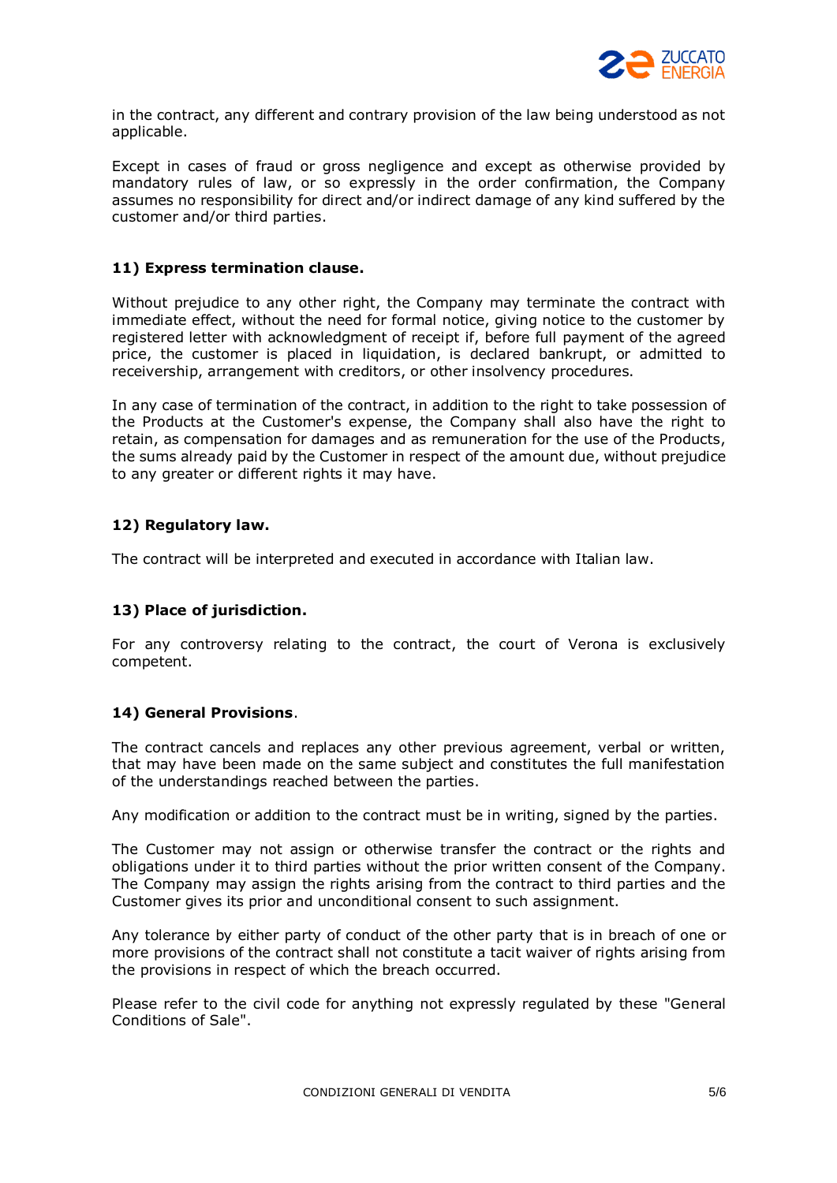in the contract, any different and contrary provision of the law being understood as not applicable.

Except in cases of fraud or gross negligence and except as otherwise provided by mandatory rules of law, or so expressly in the order confirmation, the Company assumes no responsibility for direct and/or indirect damage of any kind suffered by the customer and/or third parties.

### 11) Express termination clause.

Without prejudice to any other right, the Company may terminate the contract with immediate effect, without the need for formal notice, giving notice to the customer by registered letter with acknowledgment of receipt if, before full payment of the agreed price, the customer is placed in liquidation, is declared bankrupt, or admitted to receivership, arrangement with creditors, or other insolvency procedures.

In any case of termination of the contract, in addition to the right to take possession of the Products at the Customer's expense, the Company shall also have the right to retain, as compensation for damages and as remuneration for the use of the Products, the sums already paid by the Customer in respect of the amount due, without prejudice to any greater or different rights it may have.

### 12) Regulatory law.

The contract will be interpreted and executed in accordance with Italian law.

### 13) Place of jurisdiction.

For any controversy relating to the contract, the court of Verona is exclusively competent.

### 14) General Provisions.

The contract cancels and replaces any other previous agreement, verbal or written, that may have been made on the same subject and constitutes the full manifestation of the understandings reached between the parties.

Any modification or addition to the contract must be in writing, signed by the parties.

The Customer may not assign or otherwise transfer the contract or the rights and obligations under it to third parties without the prior written consent of the Company. The Company may assign the rights arising from the contract to third parties and the Customer gives its prior and unconditional consent to such assignment.

Any tolerance by either party of conduct of the other party that is in breach of one or more provisions of the contract shall not constitute a tacit waiver of rights arising from the provisions in respect of which the breach occurred.

Please refer to the civil code for anything not expressly regulated by these "General Conditions of Sale".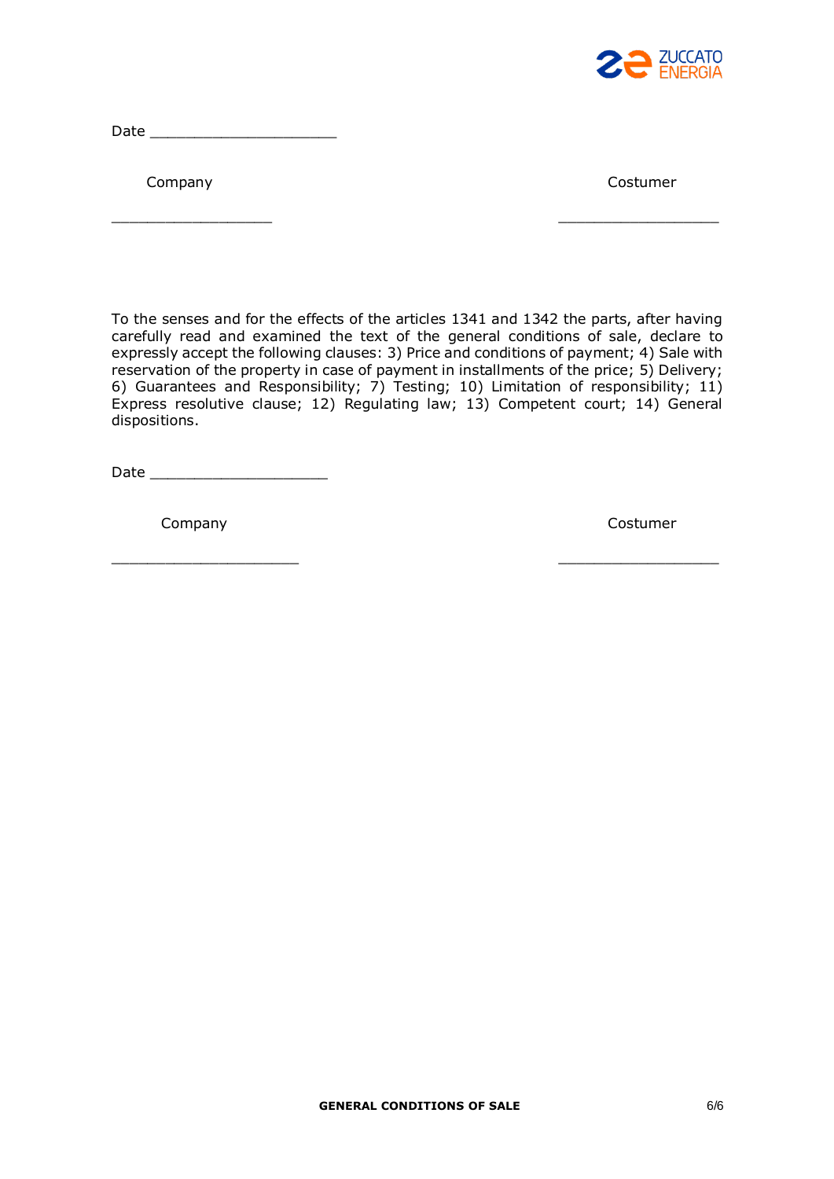Date ______________________

Company | Costumer
--- | ---
___________________ | ___________________

To the senses and for the effects of the articles 1341 and 1342 the parts, after having carefully read and examined the text of the general conditions of sale, declare to expressly accept the following clauses: 3) Price and conditions of payment; 4) Sale with reservation of the property in case of payment in installments of the price; 5) Delivery; 6) Guarantees and Responsibility; 7) Testing; 10) Limitation of responsibility; 11) Express resolutive clause; 12) Regulating law; 13) Competent court; 14) General dispositions.

Date _____________________

Company | Costumer
--- | ---
______________________ | ___________________